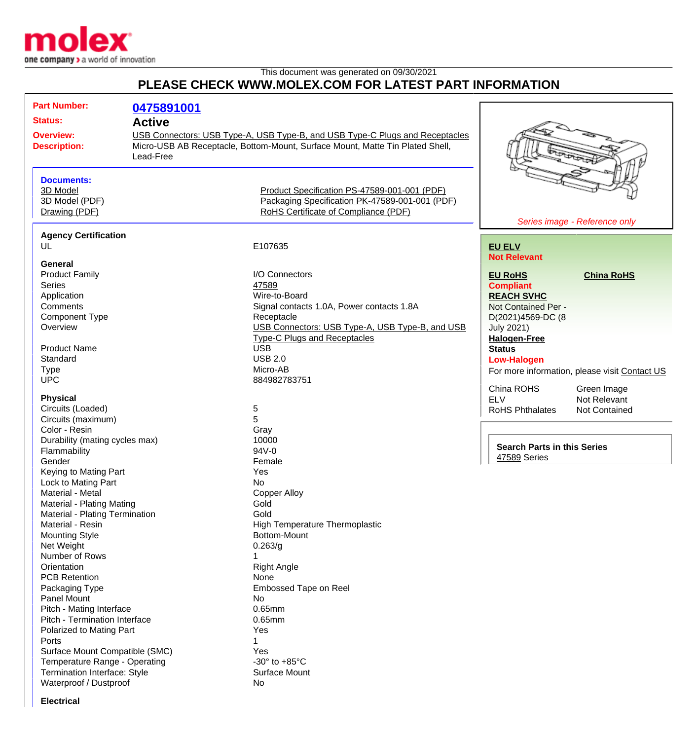This document was generated on 09/30/2021

# PLEASE CHECK WWW.MOLEX.COM FOR LATEST PART INFORMATION

| | |
|---|---|
| **Part Number:** | **0475891001** |
| **Status:** | **Active** |
| **Overview:** | USB Connectors: USB Type-A, USB Type-B, and USB Type-C Plugs and Receptacles |
| **Description:** | Micro-USB AB Receptacle, Bottom-Mount, Surface Mount, Matte Tin Plated Shell, Lead-Free |

*Series image - Reference only*

**Documents:**

- 3D Model
- 3D Model (PDF)
- Drawing (PDF)
- Product Specification PS-47589-001-001 (PDF)
- Packaging Specification PK-47589-001-001 (PDF)
- RoHS Certificate of Compliance (PDF)

**EU ELV**
**Not Relevant**

**EU RoHS**
**Compliant**

**China RoHS**

**REACH SVHC**
Not Contained Per - D(2021)4569-DC (8 July 2021)

**Halogen-Free Status**
**Low-Halogen**

For more information, please visit Contact US

| | |
|---|---|
| China ROHS | Green Image |
| ELV | Not Relevant |
| RoHS Phthalates | Not Contained |

**Search Parts in this Series**
47589 Series

### Agency Certification

| | |
|---|---|
| UL | E107635 |

### General

| | |
|---|---|
| Product Family | I/O Connectors |
| Series | 47589 |
| Application | Wire-to-Board |
| Comments | Signal contacts 1.0A, Power contacts 1.8A |
| Component Type | Receptacle |
| Overview | USB Connectors: USB Type-A, USB Type-B, and USB Type-C Plugs and Receptacles |
| Product Name | USB |
| Standard | USB 2.0 |
| Type | Micro-AB |
| UPC | 884982783751 |

### Physical

| | |
|---|---|
| Circuits (Loaded) | 5 |
| Circuits (maximum) | 5 |
| Color - Resin | Gray |
| Durability (mating cycles max) | 10000 |
| Flammability | 94V-0 |
| Gender | Female |
| Keying to Mating Part | Yes |
| Lock to Mating Part | No |
| Material - Metal | Copper Alloy |
| Material - Plating Mating | Gold |
| Material - Plating Termination | Gold |
| Material - Resin | High Temperature Thermoplastic |
| Mounting Style | Bottom-Mount |
| Net Weight | 0.263/g |
| Number of Rows | 1 |
| Orientation | Right Angle |
| PCB Retention | None |
| Packaging Type | Embossed Tape on Reel |
| Panel Mount | No |
| Pitch - Mating Interface | 0.65mm |
| Pitch - Termination Interface | 0.65mm |
| Polarized to Mating Part | Yes |
| Ports | 1 |
| Surface Mount Compatible (SMC) | Yes |
| Temperature Range - Operating | -30° to +85°C |
| Termination Interface: Style | Surface Mount |
| Waterproof / Dustproof | No |

### Electrical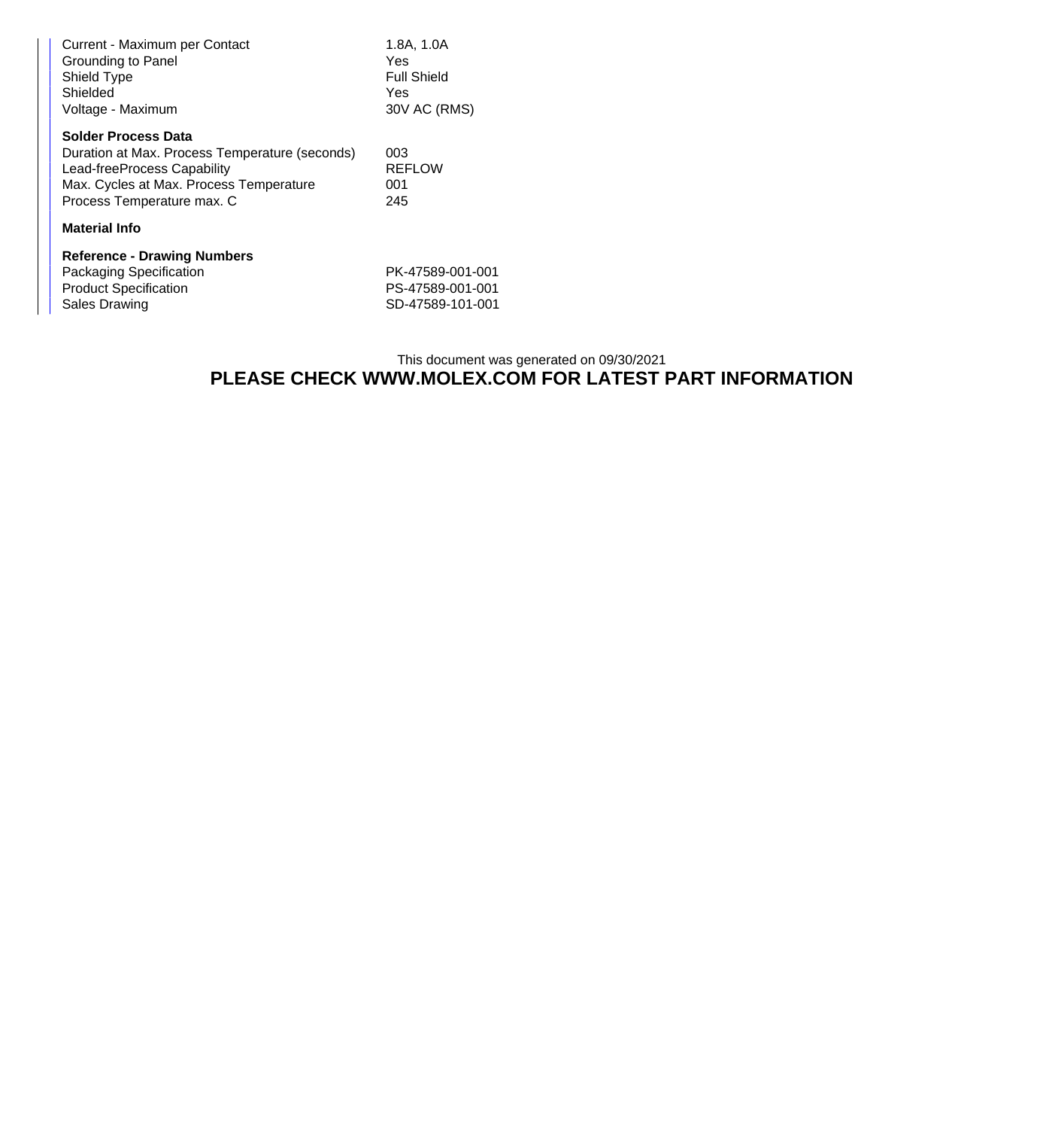| | |
|---|---|
| Current - Maximum per Contact | 1.8A, 1.0A |
| Grounding to Panel | Yes |
| Shield Type | Full Shield |
| Shielded | Yes |
| Voltage - Maximum | 30V AC (RMS) |

**Solder Process Data**

| | |
|---|---|
| Duration at Max. Process Temperature (seconds) | 003 |
| Lead-freeProcess Capability | REFLOW |
| Max. Cycles at Max. Process Temperature | 001 |
| Process Temperature max. C | 245 |

**Material Info**

**Reference - Drawing Numbers**

| | |
|---|---|
| Packaging Specification | PK-47589-001-001 |
| Product Specification | PS-47589-001-001 |
| Sales Drawing | SD-47589-101-001 |

This document was generated on 09/30/2021

**PLEASE CHECK WWW.MOLEX.COM FOR LATEST PART INFORMATION**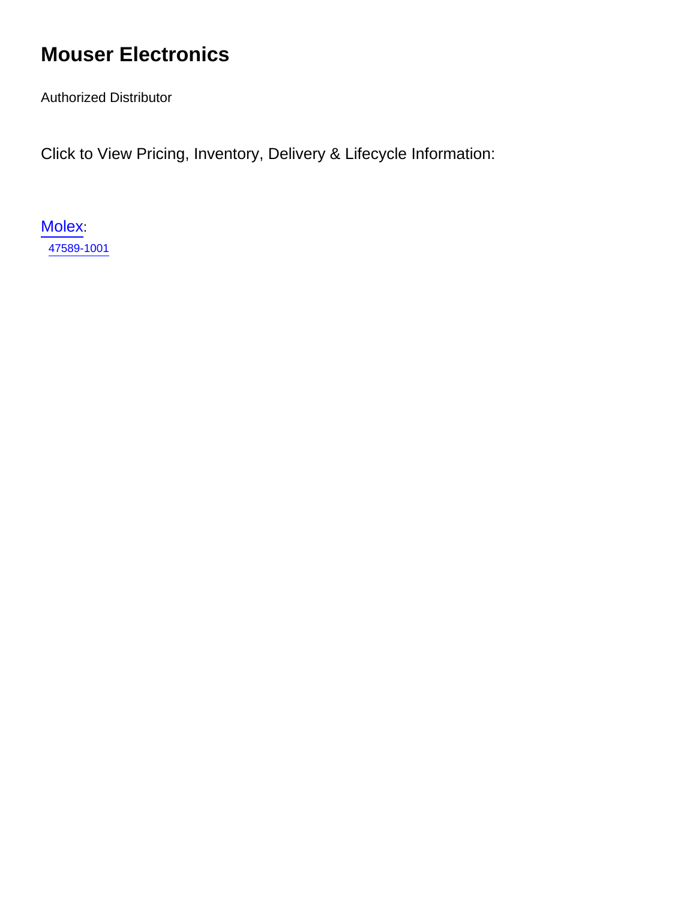# Mouser Electronics

Authorized Distributor

Click to View Pricing, Inventory, Delivery & Lifecycle Information:

Molex:

47589-1001